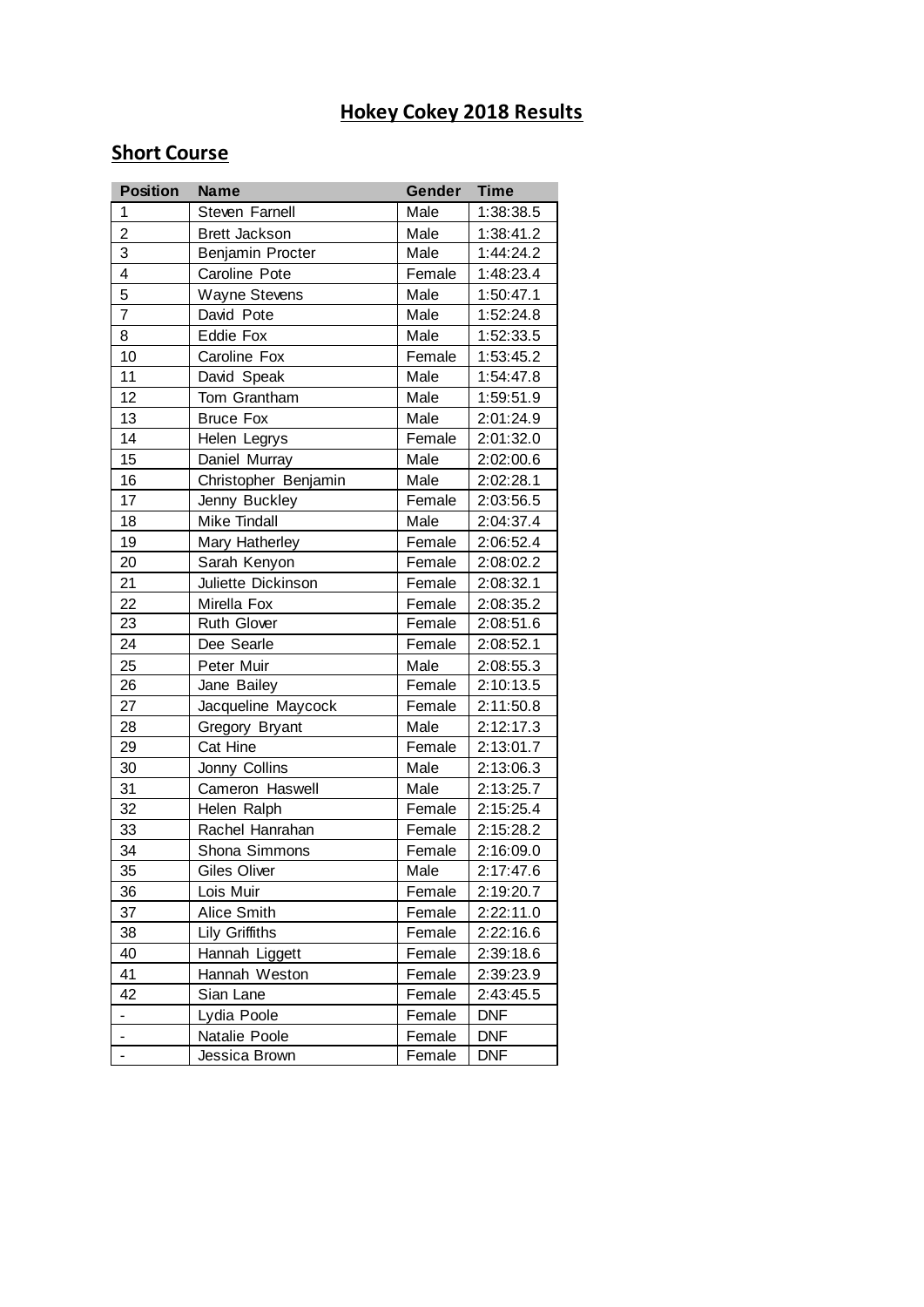# Hokey Cokey 2018 Results

## Short Course

| Position | Name | Gender | Time |
|---|---|---|---|
| 1 | Steven Farnell | Male | 1:38:38.5 |
| 2 | Brett Jackson | Male | 1:38:41.2 |
| 3 | Benjamin Procter | Male | 1:44:24.2 |
| 4 | Caroline Pote | Female | 1:48:23.4 |
| 5 | Wayne Stevens | Male | 1:50:47.1 |
| 7 | David Pote | Male | 1:52:24.8 |
| 8 | Eddie Fox | Male | 1:52:33.5 |
| 10 | Caroline Fox | Female | 1:53:45.2 |
| 11 | David Speak | Male | 1:54:47.8 |
| 12 | Tom Grantham | Male | 1:59:51.9 |
| 13 | Bruce Fox | Male | 2:01:24.9 |
| 14 | Helen Legrys | Female | 2:01:32.0 |
| 15 | Daniel Murray | Male | 2:02:00.6 |
| 16 | Christopher Benjamin | Male | 2:02:28.1 |
| 17 | Jenny Buckley | Female | 2:03:56.5 |
| 18 | Mike Tindall | Male | 2:04:37.4 |
| 19 | Mary Hatherley | Female | 2:06:52.4 |
| 20 | Sarah Kenyon | Female | 2:08:02.2 |
| 21 | Juliette Dickinson | Female | 2:08:32.1 |
| 22 | Mirella Fox | Female | 2:08:35.2 |
| 23 | Ruth Glover | Female | 2:08:51.6 |
| 24 | Dee Searle | Female | 2:08:52.1 |
| 25 | Peter Muir | Male | 2:08:55.3 |
| 26 | Jane Bailey | Female | 2:10:13.5 |
| 27 | Jacqueline Maycock | Female | 2:11:50.8 |
| 28 | Gregory Bryant | Male | 2:12:17.3 |
| 29 | Cat Hine | Female | 2:13:01.7 |
| 30 | Jonny Collins | Male | 2:13:06.3 |
| 31 | Cameron Haswell | Male | 2:13:25.7 |
| 32 | Helen Ralph | Female | 2:15:25.4 |
| 33 | Rachel Hanrahan | Female | 2:15:28.2 |
| 34 | Shona Simmons | Female | 2:16:09.0 |
| 35 | Giles Oliver | Male | 2:17:47.6 |
| 36 | Lois Muir | Female | 2:19:20.7 |
| 37 | Alice Smith | Female | 2:22:11.0 |
| 38 | Lily Griffiths | Female | 2:22:16.6 |
| 40 | Hannah Liggett | Female | 2:39:18.6 |
| 41 | Hannah Weston | Female | 2:39:23.9 |
| 42 | Sian Lane | Female | 2:43:45.5 |
| - | Lydia Poole | Female | DNF |
| - | Natalie Poole | Female | DNF |
| - | Jessica Brown | Female | DNF |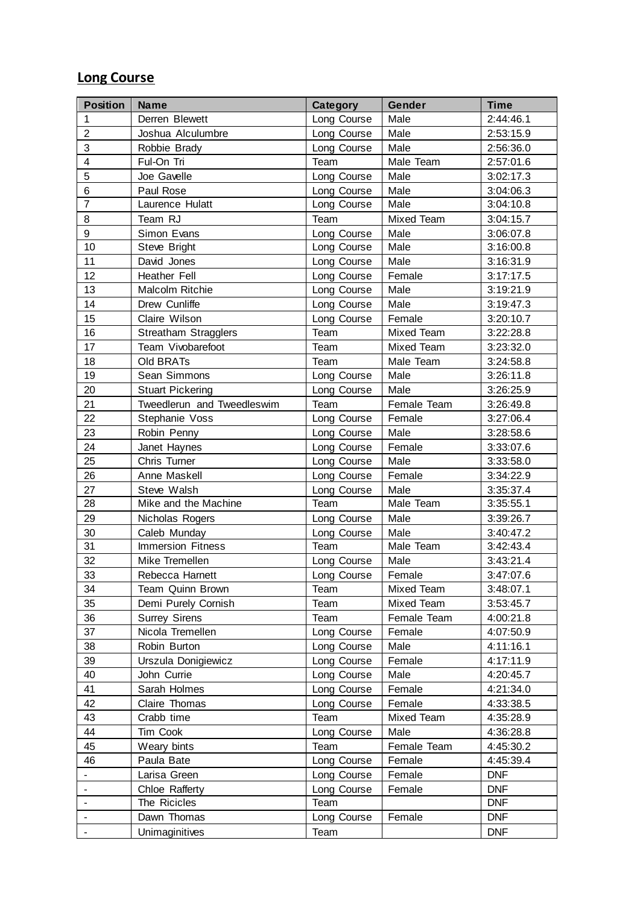## Long Course

| Position | Name | Category | Gender | Time |
| --- | --- | --- | --- | --- |
| 1 | Derren Blewett | Long Course | Male | 2:44:46.1 |
| 2 | Joshua Alculumbre | Long Course | Male | 2:53:15.9 |
| 3 | Robbie Brady | Long Course | Male | 2:56:36.0 |
| 4 | Ful-On Tri | Team | Male Team | 2:57:01.6 |
| 5 | Joe Gavelle | Long Course | Male | 3:02:17.3 |
| 6 | Paul Rose | Long Course | Male | 3:04:06.3 |
| 7 | Laurence Hulatt | Long Course | Male | 3:04:10.8 |
| 8 | Team RJ | Team | Mixed Team | 3:04:15.7 |
| 9 | Simon Evans | Long Course | Male | 3:06:07.8 |
| 10 | Steve Bright | Long Course | Male | 3:16:00.8 |
| 11 | David Jones | Long Course | Male | 3:16:31.9 |
| 12 | Heather Fell | Long Course | Female | 3:17:17.5 |
| 13 | Malcolm Ritchie | Long Course | Male | 3:19:21.9 |
| 14 | Drew Cunliffe | Long Course | Male | 3:19:47.3 |
| 15 | Claire Wilson | Long Course | Female | 3:20:10.7 |
| 16 | Streatham Stragglers | Team | Mixed Team | 3:22:28.8 |
| 17 | Team Vivobarefoot | Team | Mixed Team | 3:23:32.0 |
| 18 | Old BRATs | Team | Male Team | 3:24:58.8 |
| 19 | Sean Simmons | Long Course | Male | 3:26:11.8 |
| 20 | Stuart Pickering | Long Course | Male | 3:26:25.9 |
| 21 | Tweedlerun and Tweedleswim | Team | Female Team | 3:26:49.8 |
| 22 | Stephanie Voss | Long Course | Female | 3:27:06.4 |
| 23 | Robin Penny | Long Course | Male | 3:28:58.6 |
| 24 | Janet Haynes | Long Course | Female | 3:33:07.6 |
| 25 | Chris Turner | Long Course | Male | 3:33:58.0 |
| 26 | Anne Maskell | Long Course | Female | 3:34:22.9 |
| 27 | Steve Walsh | Long Course | Male | 3:35:37.4 |
| 28 | Mike and the Machine | Team | Male Team | 3:35:55.1 |
| 29 | Nicholas Rogers | Long Course | Male | 3:39:26.7 |
| 30 | Caleb Munday | Long Course | Male | 3:40:47.2 |
| 31 | Immersion Fitness | Team | Male Team | 3:42:43.4 |
| 32 | Mike Tremellen | Long Course | Male | 3:43:21.4 |
| 33 | Rebecca Harnett | Long Course | Female | 3:47:07.6 |
| 34 | Team Quinn Brown | Team | Mixed Team | 3:48:07.1 |
| 35 | Demi Purely Cornish | Team | Mixed Team | 3:53:45.7 |
| 36 | Surrey Sirens | Team | Female Team | 4:00:21.8 |
| 37 | Nicola Tremellen | Long Course | Female | 4:07:50.9 |
| 38 | Robin Burton | Long Course | Male | 4:11:16.1 |
| 39 | Urszula Donigiewicz | Long Course | Female | 4:17:11.9 |
| 40 | John Currie | Long Course | Male | 4:20:45.7 |
| 41 | Sarah Holmes | Long Course | Female | 4:21:34.0 |
| 42 | Claire Thomas | Long Course | Female | 4:33:38.5 |
| 43 | Crabb time | Team | Mixed Team | 4:35:28.9 |
| 44 | Tim Cook | Long Course | Male | 4:36:28.8 |
| 45 | Weary bints | Team | Female Team | 4:45:30.2 |
| 46 | Paula Bate | Long Course | Female | 4:45:39.4 |
| - | Larisa Green | Long Course | Female | DNF |
| - | Chloe Rafferty | Long Course | Female | DNF |
| - | The Ricicles | Team | | DNF |
| - | Dawn Thomas | Long Course | Female | DNF |
| - | Unimaginitives | Team | | DNF |